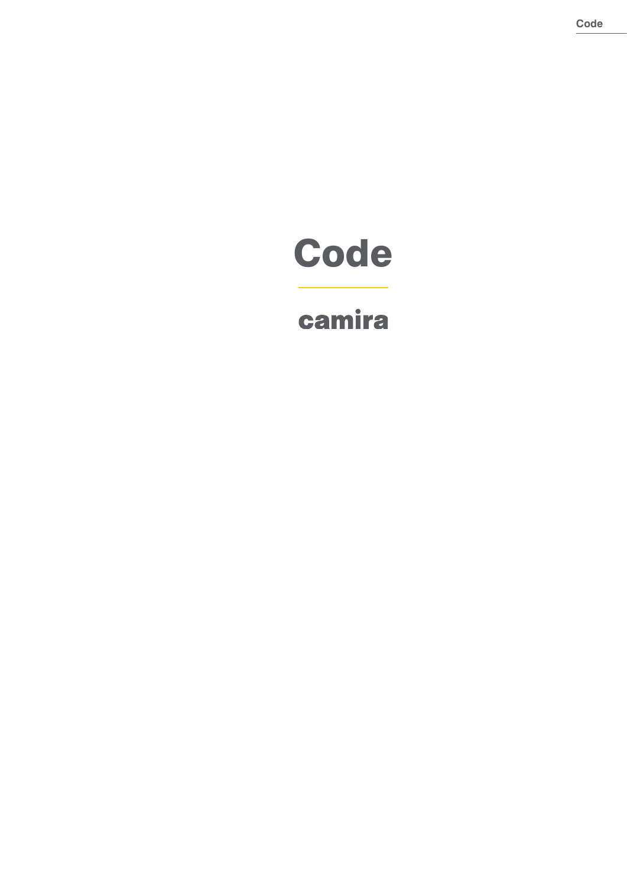# Code

camira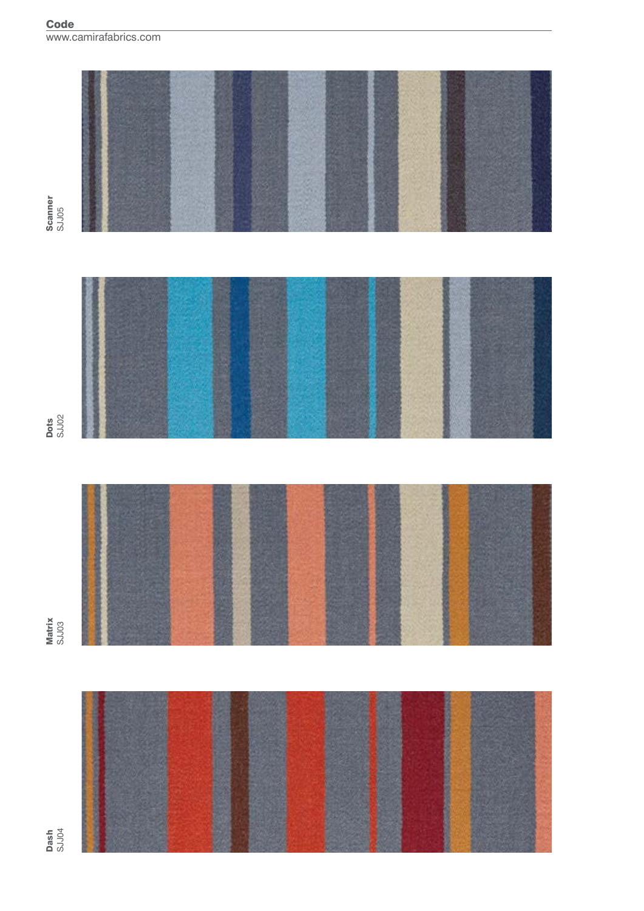**Code**
www.camirafabrics.com

**Scanner**
SJJ05

**Dots**
SJJ02

**Matrix**
SJJ03

**Dash**
SJJ04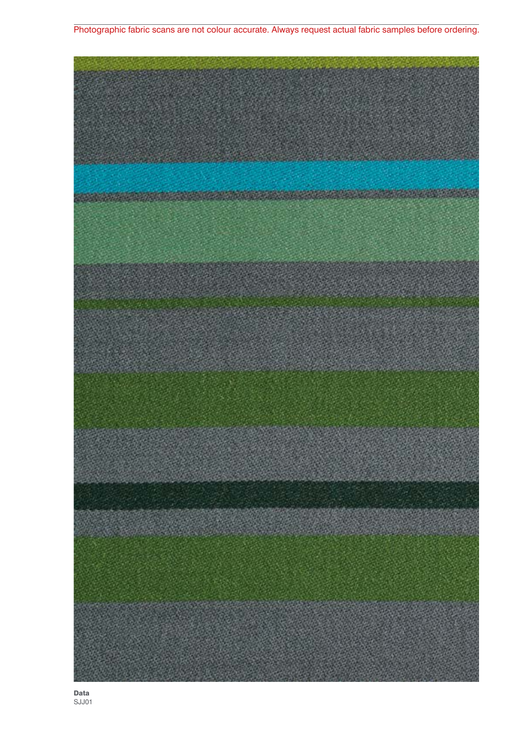Photographic fabric scans are not colour accurate. Always request actual fabric samples before ordering.

**Data**
SJJ01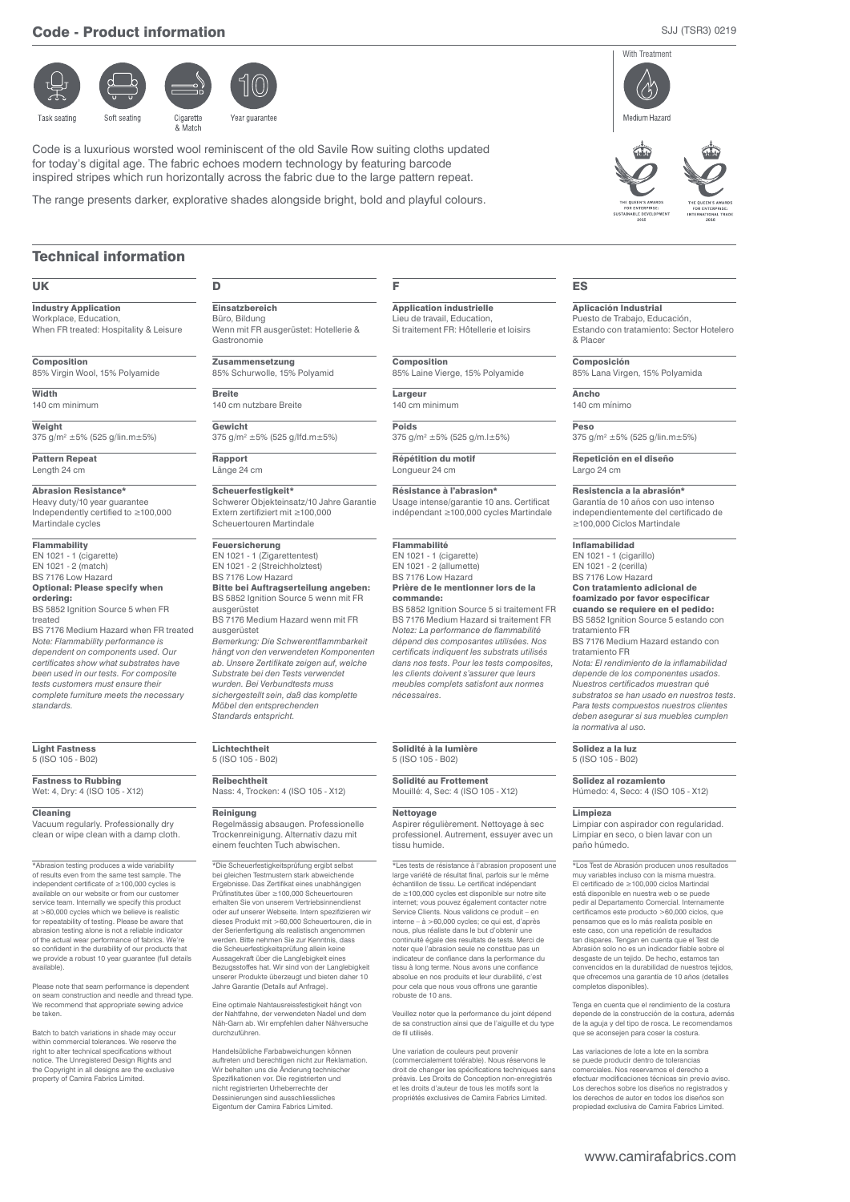# Code - Product information

SJJ (TSR3) 0219

Task seating | Soft seating | Cigarette & Match | 10 Year guarantee

With Treatment
Medium Hazard

THE QUEEN'S AWARDS FOR ENTERPRISE: SUSTAINABLE DEVELOPMENT 2013

THE QUEEN'S AWARDS FOR ENTERPRISE: INTERNATIONAL TRADE 2016

Code is a luxurious worsted wool reminiscent of the old Savile Row suiting cloths updated for today's digital age. The fabric echoes modern technology by featuring barcode inspired stripes which run horizontally across the fabric due to the large pattern repeat.

The range presents darker, explorative shades alongside bright, bold and playful colours.

## Technical information

### UK

**Industry Application**
Workplace, Education,
When FR treated: Hospitality & Leisure

**Composition**
85% Virgin Wool, 15% Polyamide

**Width**
140 cm minimum

**Weight**
375 g/m² ±5% (525 g/lin.m±5%)

**Pattern Repeat**
Length 24 cm

**Abrasion Resistance***
Heavy duty/10 year guarantee
Independently certified to ≥100,000 Martindale cycles

**Flammability**
EN 1021 - 1 (cigarette)
EN 1021 - 2 (match)
BS 7176 Low Hazard
**Optional: Please specify when ordering:**
BS 5852 Ignition Source 5 when FR treated
BS 7176 Medium Hazard when FR treated
*Note: Flammability performance is dependent on components used. Our certificates show what substrates have been used in our tests. For composite tests customers must ensure their complete furniture meets the necessary standards.*

**Light Fastness**
5 (ISO 105 - B02)

**Fastness to Rubbing**
Wet: 4, Dry: 4 (ISO 105 - X12)

**Cleaning**
Vacuum regularly. Professionally dry clean or wipe clean with a damp cloth.

*Abrasion testing produces a wide variability of results even from the same test sample. The independent certificate of ≥100,000 cycles is available on our website or from our customer service team. Internally we specify this product at >60,000 cycles which we believe is realistic for repeatability of testing. Please be aware that abrasion testing alone is not a reliable indicator of the actual wear performance of fabrics. We're so confident in the durability of our products that we provide a robust 10 year guarantee (full details available).

Please note that seam performance is dependent on seam construction and needle and thread type. We recommend that appropriate sewing advice be taken.

Batch to batch variations in shade may occur within commercial tolerances. We reserve the right to alter technical specifications without notice. The Unregistered Design Rights and the Copyright in all designs are the exclusive property of Camira Fabrics Limited.

### D

**Einsatzbereich**
Büro, Bildung
Wenn mit FR ausgerüstet: Hotellerie & Gastronomie

**Zusammensetzung**
85% Schurwolle, 15% Polyamid

**Breite**
140 cm nutzbare Breite

**Gewicht**
375 g/m² ±5% (525 g/lfd.m±5%)

**Rapport**
Länge 24 cm

**Scheuerfestigkeit***
Schwerer Objekteinsatz/10 Jahre Garantie
Extern zertifiziert mit ≥100,000 Scheuertouren Martindale

**Feuersicherung**
EN 1021 - 1 (Zigarettentest)
EN 1021 - 2 (Streichholztest)
BS 7176 Low Hazard
**Bitte bei Auftragserteilung angeben:**
BS 5852 Ignition Source 5 wenn mit FR ausgerüstet
BS 7176 Medium Hazard wenn mit FR ausgerüstet
*Bemerkung: Die Schwerentflammbarkeit hängt von den verwendeten Komponenten ab. Unsere Zertifikate zeigen auf, welche Substrate bei den Tests verwendet wurden. Bei Verbundtests muss sichergestellt sein, daß das komplette Möbel den entsprechenden Standards entspricht.*

**Lichtechtheit**
5 (ISO 105 - B02)

**Reibechtheit**
Nass: 4, Trocken: 4 (ISO 105 - X12)

**Reinigung**
Regelmässig absaugen. Professionelle Trockenreinigung. Alternativ dazu mit einem feuchten Tuch abwischen.

*Die Scheuerfestigkeitsprüfung ergibt selbst bei gleichen Testmustern stark abweichende Ergebnisse. Das Zertifikat eines unabhängigen Prüfinstitutes über ≥100,000 Scheuertouren erhalten Sie von unserem Vertriebsinnendienst oder auf unserer Webseite. Intern spezifizieren wir dieses Produkt mit >60,000 Scheuertouren, die in der Serienfertigung als realistisch angenommen werden. Bitte nehmen Sie zur Kenntnis, dass die Scheuerfestigkeitsprüfung allein keine Aussagekraft über die Langlebigkeit eines Bezugsstoffes hat. Wir sind von der Langlebigkeit unserer Produkte überzeugt und bieten daher 10 Jahre Garantie (Details auf Anfrage).

Eine optimale Nahtausreissfestigkeit hängt von der Nahtfahne, der verwendeten Nadel und dem Näh-Garn ab. Wir empfehlen daher Nähversuche durchzuführen.

Handelsübliche Farbabweichungen können auftreten und berechtigen nicht zur Reklamation. Wir behalten uns die Änderung technischer Spezifikationen vor. Die registrierten und nicht registrierten Urheberrechte der Dessinierungen sind ausschliessliches Eigentum der Camira Fabrics Limited.

### F

**Application industrielle**
Lieu de travail, Education,
Si traitement FR: Hôtellerie et loisirs

**Composition**
85% Laine Vierge, 15% Polyamide

**Largeur**
140 cm minimum

**Poids**
375 g/m² ±5% (525 g/m.l±5%)

**Répétition du motif**
Longueur 24 cm

**Résistance à l'abrasion***
Usage intense/garantie 10 ans. Certificat indépendant ≥100,000 cycles Martindale

**Flammabilité**
EN 1021 - 1 (cigarette)
EN 1021 - 2 (allumette)
BS 7176 Low Hazard
**Prière de le mentionner lors de la commande:**
BS 5852 Ignition Source 5 si traitement FR
BS 7176 Medium Hazard si traitement FR
*Notez: La performance de flammabilité dépend des composantes utilisées. Nos certificats indiquent les substrats utilisés dans nos tests. Pour les tests composites, les clients doivent s'assurer que leurs meubles complets satisfont aux normes nécessaires.*

**Solidité à la lumière**
5 (ISO 105 - B02)

**Solidité au Frottement**
Mouillé: 4, Sec: 4 (ISO 105 - X12)

**Nettoyage**
Aspirer régulièrement. Nettoyage à sec professionnel. Autrement, essuyer avec un tissu humide.

*Les tests de résistance à l'abrasion proposent une large variété de résultat final, parfois sur le même échantillon de tissu. Le certificat indépendant de ≥100,000 cycles est disponible sur notre site internet; vous pouvez également contacter notre Service Clients. Nous validons ce produit – en interne – à >60,000 cycles; ce qui est, d'après nous, plus réaliste dans le but d'obtenir une continuité égale des resultats de tests. Merci de noter que l'abrasion seule ne constitue pas un indicateur de confiance dans la performance du tissu à long terme. Nous avons une confiance absolue en nos produits et leur durabilité, c'est pour cela que nous vous offrons une garantie robuste de 10 ans.

Veuillez noter que la performance du joint dépend de sa construction ainsi que de l'aiguille et du type de fil utilisés.

Une variation de couleurs peut provenir (commercialement tolérable). Nous réservons le droit de changer les spécifications techniques sans préavis. Les Droits de Conception non-enregistrés et les droits d'auteur de tous les motifs sont la propriétés exclusives de Camira Fabrics Limited.

### ES

**Aplicación Industrial**
Puesto de Trabajo, Educación,
Estando con tratamiento: Sector Hotelero & Placer

**Composición**
85% Lana Virgen, 15% Polyamida

**Ancho**
140 cm mínimo

**Peso**
375 g/m² ±5% (525 g/lin.m±5%)

**Repetición en el diseño**
Largo 24 cm

**Resistencia a la abrasión***
Garantía de 10 años con uso intenso independientemente del certificado de ≥100,000 Ciclos Martindale

**Inflamabilidad**
EN 1021 - 1 (cigarillo)
EN 1021 - 2 (cerilla)
BS 7176 Low Hazard
**Con tratamiento adicional de foamizado por favor especificar cuando se requiere en el pedido:**
BS 5852 Ignition Source 5 estando con tratamiento FR
BS 7176 Medium Hazard estando con tratamiento FR
*Nota: El rendimiento de la inflamabilidad depende de los componentes usados. Nuestros certificados muestran qué substratos se han usado en nuestros tests. Para tests compuestos nuestros clientes deben asegurar si sus muebles cumplen la normativa al uso.*

**Solidez a la luz**
5 (ISO 105 - B02)

**Solidez al rozamiento**
Húmedo: 4, Seco: 4 (ISO 105 - X12)

**Limpieza**
Limpiar con aspirador con regularidad. Limpiar en seco, o bien lavar con un paño húmedo.

*Los Test de Abrasión producen unos resultados muy variables incluso con la misma muestra. El certificado de ≥100,000 ciclos Martindal está disponible en nuestra web o se puede pedir al Departamento Comercial. Internamente certificamos este producto >60,000 ciclos, que pensamos que es lo más realista posible en este caso, con una repetición de resultados tan dispares. Tengan en cuenta que el Test de Abrasión solo no es un indicador fiable sobre el desgaste de un tejido. De hecho, estamos tan convencidos en la durabilidad de nuestros tejidos, que ofrecemos una garantía de 10 años (detalles completos disponibles).

Tenga en cuenta que el rendimiento de la costura depende de la construcción de la costura, además de la aguja y del tipo de rosca. Le recomendamos que se aconsejen para coser la costura.

Las variaciones de lote a lote en la sombra se puede producir dentro de tolerancias comerciales. Nos reservamos el derecho a efectuar modificaciones técnicas sin previo aviso. Los derechos sobre los diseños no registrados y los derechos de autor en todos los diseños son propiedad exclusiva de Camira Fabrics Limited.

www.camirafabrics.com